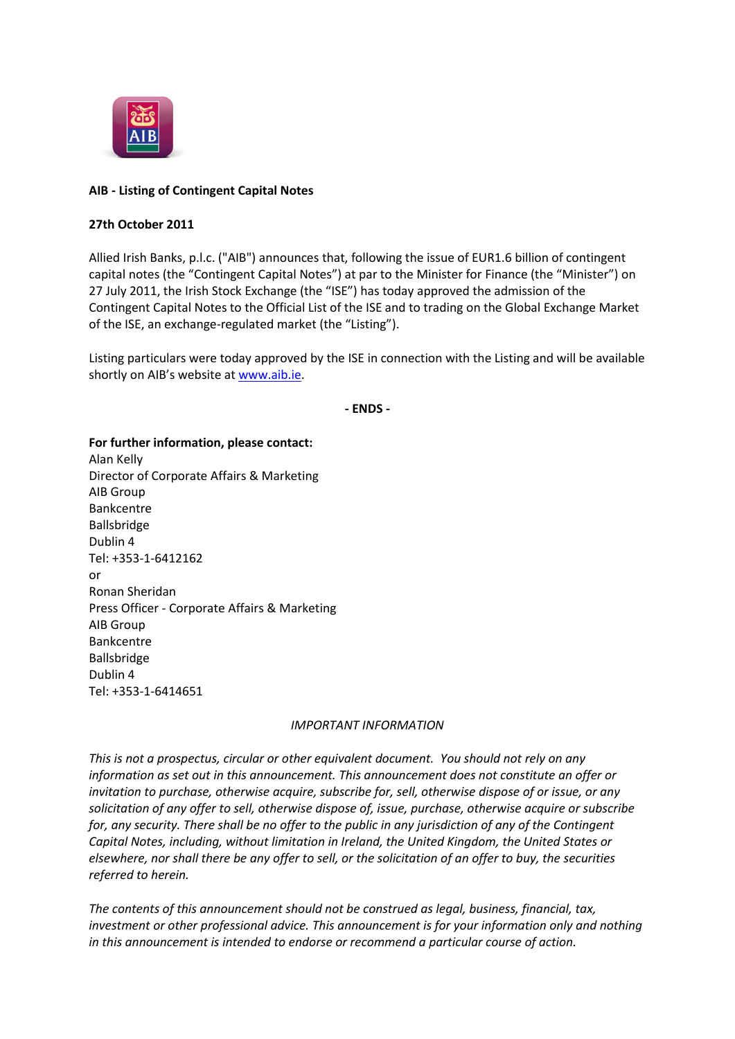**AIB - Listing of Contingent Capital Notes**

**27th October 2011**

Allied Irish Banks, p.l.c. ("AIB") announces that, following the issue of EUR1.6 billion of contingent capital notes (the "Contingent Capital Notes") at par to the Minister for Finance (the "Minister") on 27 July 2011, the Irish Stock Exchange (the "ISE") has today approved the admission of the Contingent Capital Notes to the Official List of the ISE and to trading on the Global Exchange Market of the ISE, an exchange-regulated market (the "Listing").

Listing particulars were today approved by the ISE in connection with the Listing and will be available shortly on AIB's website at www.aib.ie.

**- ENDS -**

**For further information, please contact:**
Alan Kelly
Director of Corporate Affairs & Marketing
AIB Group
Bankcentre
Ballsbridge
Dublin 4
Tel: +353-1-6412162
or
Ronan Sheridan
Press Officer - Corporate Affairs & Marketing
AIB Group
Bankcentre
Ballsbridge
Dublin 4
Tel: +353-1-6414651

*IMPORTANT INFORMATION*

*This is not a prospectus, circular or other equivalent document. You should not rely on any information as set out in this announcement. This announcement does not constitute an offer or invitation to purchase, otherwise acquire, subscribe for, sell, otherwise dispose of or issue, or any solicitation of any offer to sell, otherwise dispose of, issue, purchase, otherwise acquire or subscribe for, any security. There shall be no offer to the public in any jurisdiction of any of the Contingent Capital Notes, including, without limitation in Ireland, the United Kingdom, the United States or elsewhere, nor shall there be any offer to sell, or the solicitation of an offer to buy, the securities referred to herein.*

*The contents of this announcement should not be construed as legal, business, financial, tax, investment or other professional advice. This announcement is for your information only and nothing in this announcement is intended to endorse or recommend a particular course of action.*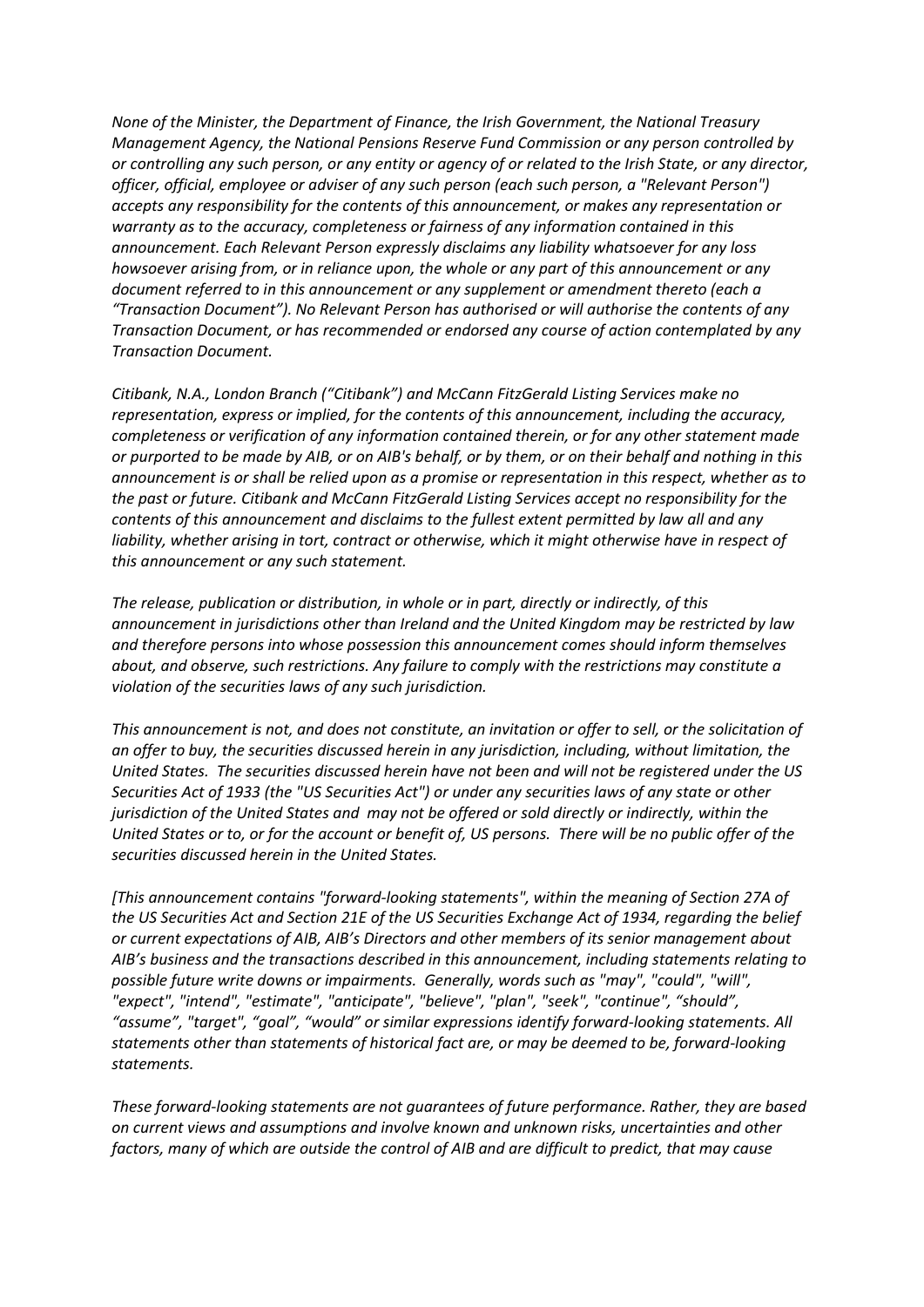*None of the Minister, the Department of Finance, the Irish Government, the National Treasury Management Agency, the National Pensions Reserve Fund Commission or any person controlled by or controlling any such person, or any entity or agency of or related to the Irish State, or any director, officer, official, employee or adviser of any such person (each such person, a "Relevant Person") accepts any responsibility for the contents of this announcement, or makes any representation or warranty as to the accuracy, completeness or fairness of any information contained in this announcement. Each Relevant Person expressly disclaims any liability whatsoever for any loss howsoever arising from, or in reliance upon, the whole or any part of this announcement or any document referred to in this announcement or any supplement or amendment thereto (each a "Transaction Document"). No Relevant Person has authorised or will authorise the contents of any Transaction Document, or has recommended or endorsed any course of action contemplated by any Transaction Document.*

*Citibank, N.A., London Branch ("Citibank") and McCann FitzGerald Listing Services make no representation, express or implied, for the contents of this announcement, including the accuracy, completeness or verification of any information contained therein, or for any other statement made or purported to be made by AIB, or on AIB's behalf, or by them, or on their behalf and nothing in this announcement is or shall be relied upon as a promise or representation in this respect, whether as to the past or future. Citibank and McCann FitzGerald Listing Services accept no responsibility for the contents of this announcement and disclaims to the fullest extent permitted by law all and any liability, whether arising in tort, contract or otherwise, which it might otherwise have in respect of this announcement or any such statement.*

*The release, publication or distribution, in whole or in part, directly or indirectly, of this announcement in jurisdictions other than Ireland and the United Kingdom may be restricted by law and therefore persons into whose possession this announcement comes should inform themselves about, and observe, such restrictions. Any failure to comply with the restrictions may constitute a violation of the securities laws of any such jurisdiction.*

*This announcement is not, and does not constitute, an invitation or offer to sell, or the solicitation of an offer to buy, the securities discussed herein in any jurisdiction, including, without limitation, the United States. The securities discussed herein have not been and will not be registered under the US Securities Act of 1933 (the "US Securities Act") or under any securities laws of any state or other jurisdiction of the United States and may not be offered or sold directly or indirectly, within the United States or to, or for the account or benefit of, US persons. There will be no public offer of the securities discussed herein in the United States.*

*[This announcement contains "forward-looking statements", within the meaning of Section 27A of the US Securities Act and Section 21E of the US Securities Exchange Act of 1934, regarding the belief or current expectations of AIB, AIB's Directors and other members of its senior management about AIB's business and the transactions described in this announcement, including statements relating to possible future write downs or impairments. Generally, words such as "may", "could", "will", "expect", "intend", "estimate", "anticipate", "believe", "plan", "seek", "continue", "should", "assume", "target", "goal", "would" or similar expressions identify forward-looking statements. All statements other than statements of historical fact are, or may be deemed to be, forward-looking statements.*

*These forward-looking statements are not guarantees of future performance. Rather, they are based on current views and assumptions and involve known and unknown risks, uncertainties and other factors, many of which are outside the control of AIB and are difficult to predict, that may cause*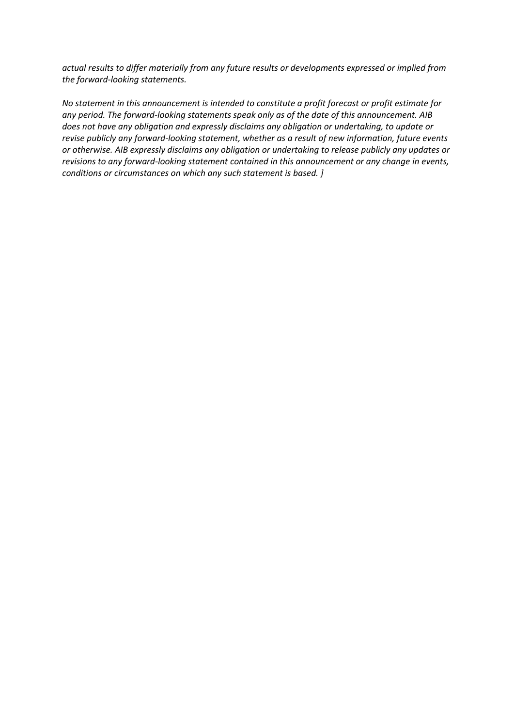*actual results to differ materially from any future results or developments expressed or implied from the forward-looking statements.*

*No statement in this announcement is intended to constitute a profit forecast or profit estimate for any period. The forward-looking statements speak only as of the date of this announcement. AIB does not have any obligation and expressly disclaims any obligation or undertaking, to update or revise publicly any forward-looking statement, whether as a result of new information, future events or otherwise. AIB expressly disclaims any obligation or undertaking to release publicly any updates or revisions to any forward-looking statement contained in this announcement or any change in events, conditions or circumstances on which any such statement is based. ]*